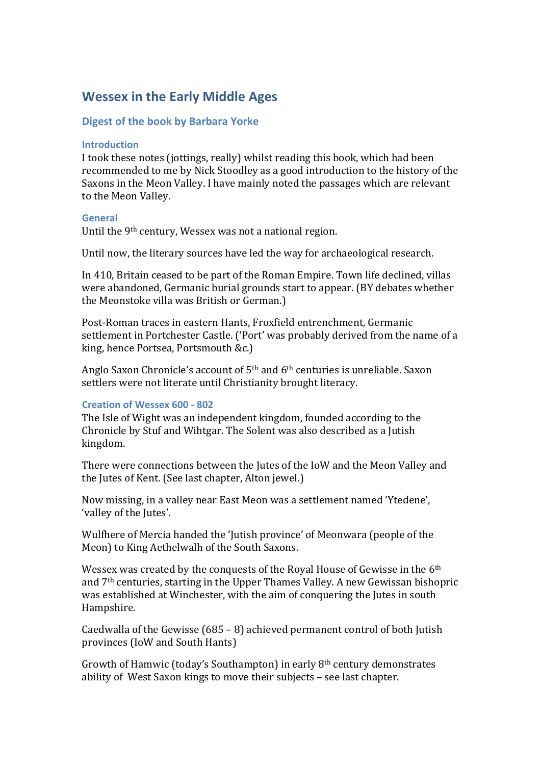# Wessex in the Early Middle Ages

## Digest of the book by Barbara Yorke

### Introduction

I took these notes (jottings, really) whilst reading this book, which had been recommended to me by Nick Stoodley as a good introduction to the history of the Saxons in the Meon Valley. I have mainly noted the passages which are relevant to the Meon Valley.

### General

Until the 9th century, Wessex was not a national region.

Until now, the literary sources have led the way for archaeological research.

In 410, Britain ceased to be part of the Roman Empire. Town life declined, villas were abandoned, Germanic burial grounds start to appear. (BY debates whether the Meonstoke villa was British or German.)

Post-Roman traces in eastern Hants, Froxfield entrenchment, Germanic settlement in Portchester Castle. ('Port' was probably derived from the name of a king, hence Portsea, Portsmouth &c.)

Anglo Saxon Chronicle's account of 5th and 6th centuries is unreliable. Saxon settlers were not literate until Christianity brought literacy.

### Creation of Wessex 600 - 802

The Isle of Wight was an independent kingdom, founded according to the Chronicle by Stuf and Wihtgar. The Solent was also described as a Jutish kingdom.

There were connections between the Jutes of the IoW and the Meon Valley and the Jutes of Kent. (See last chapter, Alton jewel.)

Now missing, in a valley near East Meon was a settlement named 'Ytedene', 'valley of the Jutes'.

Wulfhere of Mercia handed the 'Jutish province' of Meonwara (people of the Meon) to King Aethelwalh of the South Saxons.

Wessex was created by the conquests of the Royal House of Gewisse in the 6th and 7th centuries, starting in the Upper Thames Valley. A new Gewissan bishopric was established at Winchester, with the aim of conquering the Jutes in south Hampshire.

Caedwalla of the Gewisse (685 – 8) achieved permanent control of both Jutish provinces (IoW and South Hants)

Growth of Hamwic (today's Southampton) in early 8th century demonstrates ability of West Saxon kings to move their subjects – see last chapter.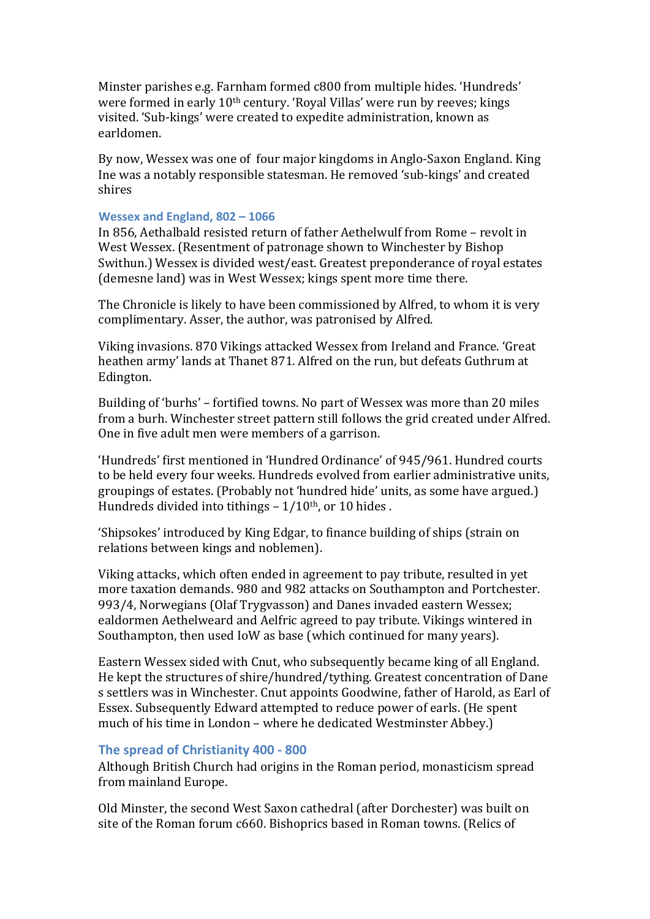Minster parishes e.g. Farnham formed c800 from multiple hides. 'Hundreds' were formed in early 10th century. 'Royal Villas' were run by reeves; kings visited. 'Sub-kings' were created to expedite administration, known as earldomen.

By now, Wessex was one of four major kingdoms in Anglo-Saxon England. King Ine was a notably responsible statesman. He removed 'sub-kings' and created shires

### Wessex and England, 802 – 1066

In 856, Aethalbald resisted return of father Aethelwulf from Rome – revolt in West Wessex. (Resentment of patronage shown to Winchester by Bishop Swithun.) Wessex is divided west/east. Greatest preponderance of royal estates (demesne land) was in West Wessex; kings spent more time there.

The Chronicle is likely to have been commissioned by Alfred, to whom it is very complimentary. Asser, the author, was patronised by Alfred.

Viking invasions. 870 Vikings attacked Wessex from Ireland and France. 'Great heathen army' lands at Thanet 871. Alfred on the run, but defeats Guthrum at Edington.

Building of 'burhs' – fortified towns. No part of Wessex was more than 20 miles from a burh. Winchester street pattern still follows the grid created under Alfred. One in five adult men were members of a garrison.

'Hundreds' first mentioned in 'Hundred Ordinance' of 945/961. Hundred courts to be held every four weeks. Hundreds evolved from earlier administrative units, groupings of estates. (Probably not 'hundred hide' units, as some have argued.) Hundreds divided into tithings – 1/10th, or 10 hides .

'Shipsokes' introduced by King Edgar, to finance building of ships (strain on relations between kings and noblemen).

Viking attacks, which often ended in agreement to pay tribute, resulted in yet more taxation demands. 980 and 982 attacks on Southampton and Portchester. 993/4, Norwegians (Olaf Trygvasson) and Danes invaded eastern Wessex; ealdormen Aethelweard and Aelfric agreed to pay tribute. Vikings wintered in Southampton, then used IoW as base (which continued for many years).

Eastern Wessex sided with Cnut, who subsequently became king of all England. He kept the structures of shire/hundred/tything. Greatest concentration of Dane s settlers was in Winchester. Cnut appoints Goodwine, father of Harold, as Earl of Essex. Subsequently Edward attempted to reduce power of earls. (He spent much of his time in London – where he dedicated Westminster Abbey.)

### The spread of Christianity 400 - 800

Although British Church had origins in the Roman period, monasticism spread from mainland Europe.

Old Minster, the second West Saxon cathedral (after Dorchester) was built on site of the Roman forum c660. Bishoprics based in Roman towns. (Relics of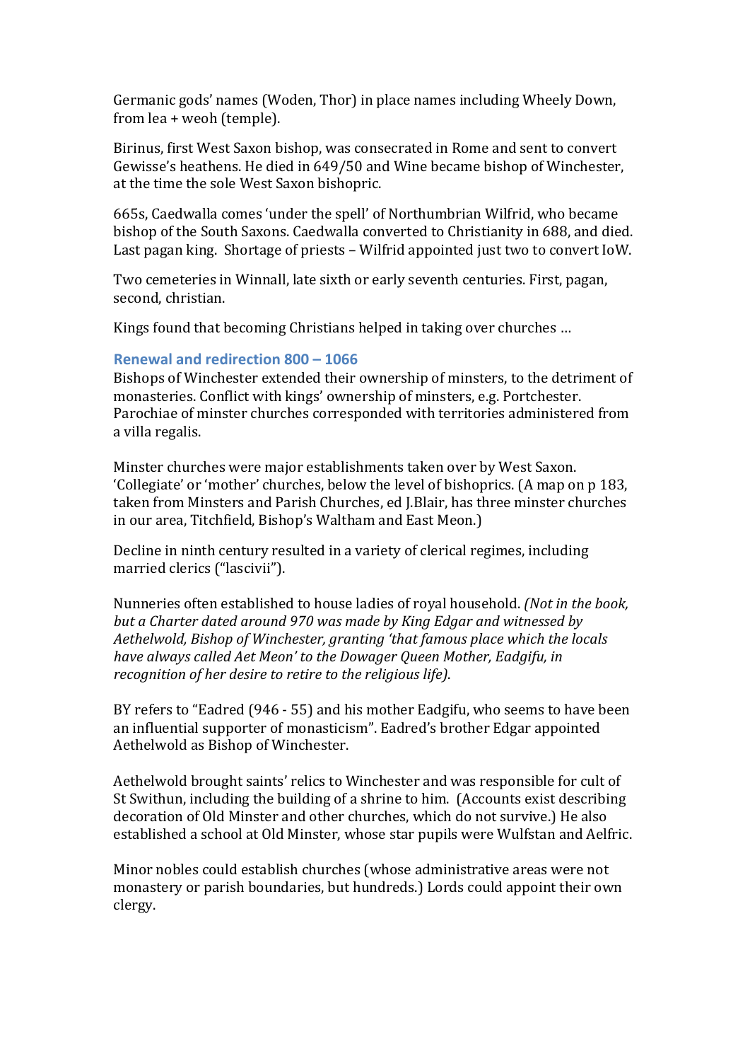Germanic gods' names (Woden, Thor) in place names including Wheely Down, from lea + weoh (temple).

Birinus, first West Saxon bishop, was consecrated in Rome and sent to convert Gewisse's heathens. He died in 649/50 and Wine became bishop of Winchester, at the time the sole West Saxon bishopric.

665s, Caedwalla comes 'under the spell' of Northumbrian Wilfrid, who became bishop of the South Saxons. Caedwalla converted to Christianity in 688, and died. Last pagan king. Shortage of priests – Wilfrid appointed just two to convert IoW.

Two cemeteries in Winnall, late sixth or early seventh centuries. First, pagan, second, christian.

Kings found that becoming Christians helped in taking over churches …

### Renewal and redirection 800 – 1066

Bishops of Winchester extended their ownership of minsters, to the detriment of monasteries. Conflict with kings' ownership of minsters, e.g. Portchester. Parochiae of minster churches corresponded with territories administered from a villa regalis.

Minster churches were major establishments taken over by West Saxon. 'Collegiate' or 'mother' churches, below the level of bishoprics. (A map on p 183, taken from Minsters and Parish Churches, ed J.Blair, has three minster churches in our area, Titchfield, Bishop's Waltham and East Meon.)

Decline in ninth century resulted in a variety of clerical regimes, including married clerics ("lascivii").

Nunneries often established to house ladies of royal household. *(Not in the book, but a Charter dated around 970 was made by King Edgar and witnessed by Aethelwold, Bishop of Winchester, granting 'that famous place which the locals have always called Aet Meon' to the Dowager Queen Mother, Eadgifu, in recognition of her desire to retire to the religious life)*.

BY refers to "Eadred (946 - 55) and his mother Eadgifu, who seems to have been an influential supporter of monasticism". Eadred's brother Edgar appointed Aethelwold as Bishop of Winchester.

Aethelwold brought saints' relics to Winchester and was responsible for cult of St Swithun, including the building of a shrine to him. (Accounts exist describing decoration of Old Minster and other churches, which do not survive.) He also established a school at Old Minster, whose star pupils were Wulfstan and Aelfric.

Minor nobles could establish churches (whose administrative areas were not monastery or parish boundaries, but hundreds.) Lords could appoint their own clergy.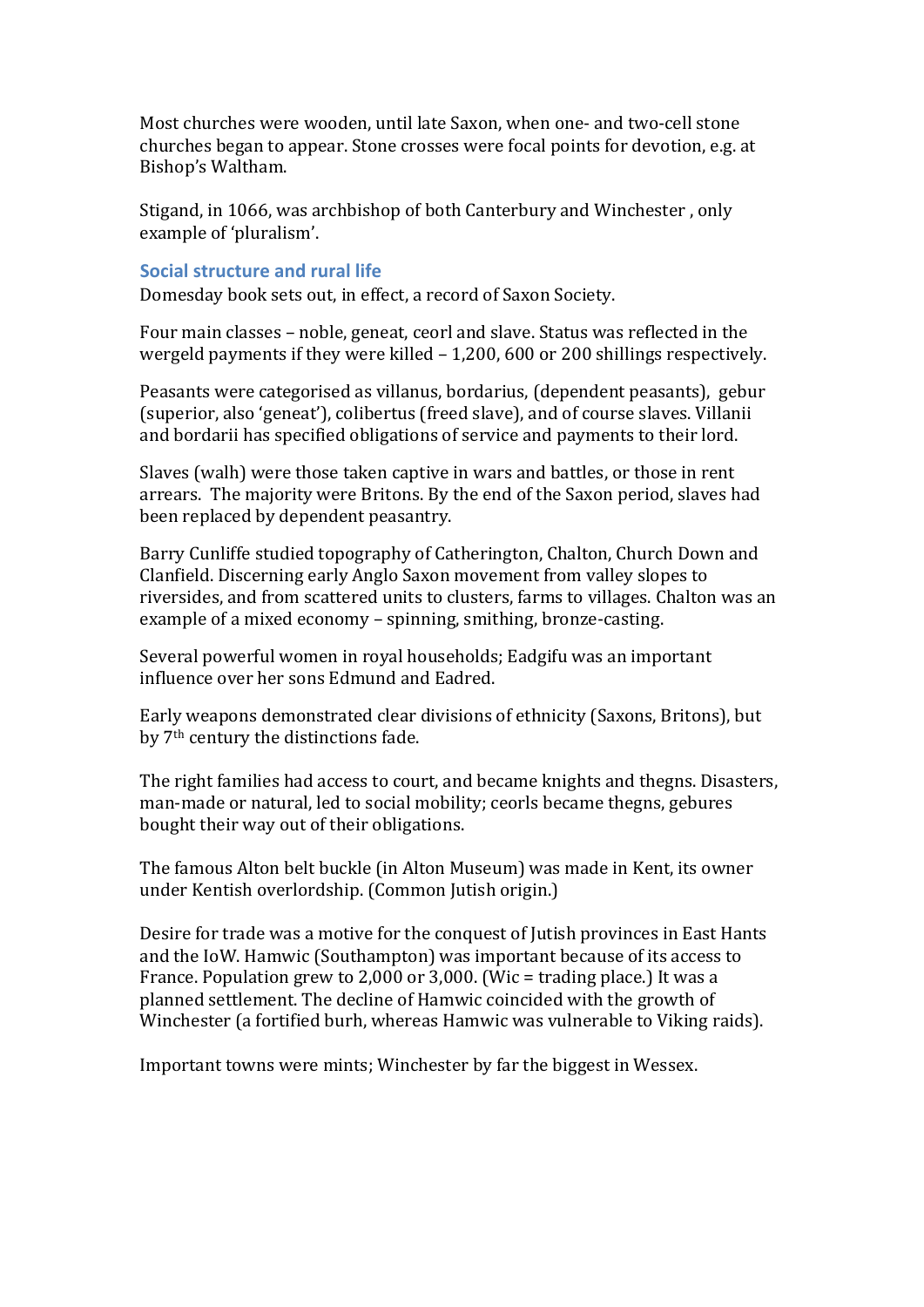Most churches were wooden, until late Saxon, when one- and two-cell stone churches began to appear. Stone crosses were focal points for devotion, e.g. at Bishop's Waltham.

Stigand, in 1066, was archbishop of both Canterbury and Winchester , only example of 'pluralism'.

### Social structure and rural life

Domesday book sets out, in effect, a record of Saxon Society.

Four main classes – noble, geneat, ceorl and slave. Status was reflected in the wergeld payments if they were killed – 1,200, 600 or 200 shillings respectively.

Peasants were categorised as villanus, bordarius, (dependent peasants), gebur (superior, also 'geneat'), colibertus (freed slave), and of course slaves. Villanii and bordarii has specified obligations of service and payments to their lord.

Slaves (walh) were those taken captive in wars and battles, or those in rent arrears. The majority were Britons. By the end of the Saxon period, slaves had been replaced by dependent peasantry.

Barry Cunliffe studied topography of Catherington, Chalton, Church Down and Clanfield. Discerning early Anglo Saxon movement from valley slopes to riversides, and from scattered units to clusters, farms to villages. Chalton was an example of a mixed economy – spinning, smithing, bronze-casting.

Several powerful women in royal households; Eadgifu was an important influence over her sons Edmund and Eadred.

Early weapons demonstrated clear divisions of ethnicity (Saxons, Britons), but by 7th century the distinctions fade.

The right families had access to court, and became knights and thegns. Disasters, man-made or natural, led to social mobility; ceorls became thegns, gebures bought their way out of their obligations.

The famous Alton belt buckle (in Alton Museum) was made in Kent, its owner under Kentish overlordship. (Common Jutish origin.)

Desire for trade was a motive for the conquest of Jutish provinces in East Hants and the IoW. Hamwic (Southampton) was important because of its access to France. Population grew to 2,000 or 3,000. (Wic = trading place.) It was a planned settlement. The decline of Hamwic coincided with the growth of Winchester (a fortified burh, whereas Hamwic was vulnerable to Viking raids).

Important towns were mints; Winchester by far the biggest in Wessex.